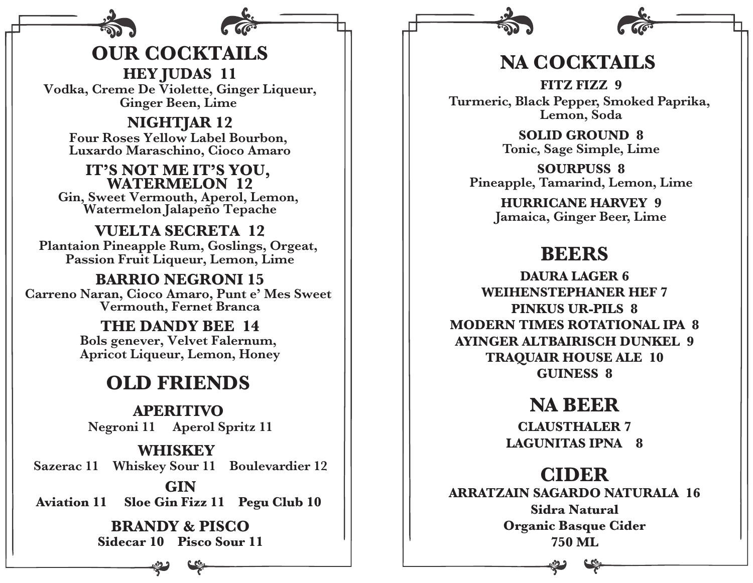# OUR COCKTAILS

**HEY JUDAS 11**
Vodka, Creme De Violette, Ginger Liqueur, Ginger Been, Lime

**NIGHTJAR 12**
Four Roses Yellow Label Bourbon, Luxardo Maraschino, Cioco Amaro

**IT'S NOT ME IT'S YOU, WATERMELON 12**
Gin, Sweet Vermouth, Aperol, Lemon, Watermelon Jalapeño Tepache

**VUELTA SECRETA 12**
Plantaion Pineapple Rum, Goslings, Orgeat, Passion Fruit Liqueur, Lemon, Lime

**BARRIO NEGRONI 15**
Carreno Naran, Cioco Amaro, Punt e' Mes Sweet Vermouth, Fernet Branca

**THE DANDY BEE 14**
Bols genever, Velvet Falernum, Apricot Liqueur, Lemon, Honey

# OLD FRIENDS

## APERITIVO
Negroni 11 Aperol Spritz 11

## WHISKEY
Sazerac 11 Whiskey Sour 11 Boulevardier 12

## GIN
Aviation 11 Sloe Gin Fizz 11 Pegu Club 10

## BRANDY & PISCO
Sidecar 10 Pisco Sour 11

# NA COCKTAILS

**FITZ FIZZ 9**
Turmeric, Black Pepper, Smoked Paprika, Lemon, Soda

**SOLID GROUND 8**
Tonic, Sage Simple, Lime

**SOURPUSS 8**
Pineapple, Tamarind, Lemon, Lime

**HURRICANE HARVEY 9**
Jamaica, Ginger Beer, Lime

# BEERS

DAURA LAGER 6
WEIHENSTEPHANER HEF 7
PINKUS UR-PILS 8
MODERN TIMES ROTATIONAL IPA 8
AYINGER ALTBAIRISCH DUNKEL 9
TRAQUAIR HOUSE ALE 10
GUINESS 8

# NA BEER

CLAUSTHALER 7
LAGUNITAS IPNA 8

# CIDER

**ARRATZAIN SAGARDO NATURALA 16**
Sidra Natural
Organic Basque Cider
750 ML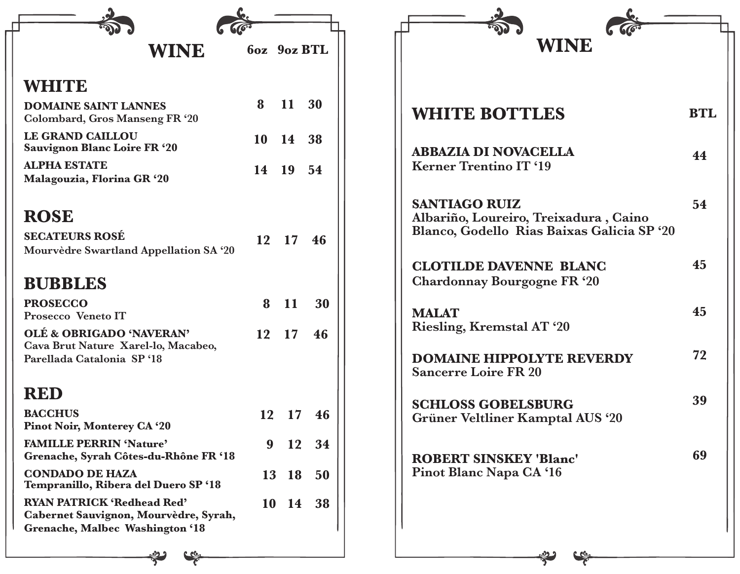# WINE

| | 6oz | 9oz | BTL |
|---|---|---|---|
| **WHITE** | | | |
| **DOMAINE SAINT LANNES**<br>Colombard, Gros Manseng FR '20 | 8 | 11 | 30 |
| **LE GRAND CAILLOU**<br>Sauvignon Blanc Loire FR '20 | 10 | 14 | 38 |
| **ALPHA ESTATE**<br>Malagouzia, Florina GR '20 | 14 | 19 | 54 |
| **ROSE** | | | |
| **SECATEURS ROSÉ**<br>Mourvèdre Swartland Appellation SA '20 | 12 | 17 | 46 |
| **BUBBLES** | | | |
| **PROSECCO**<br>Prosecco Veneto IT | 8 | 11 | 30 |
| **OLÉ & OBRIGADO 'NAVERAN'**<br>Cava Brut Nature Xarel-lo, Macabeo, Parellada Catalonia SP '18 | 12 | 17 | 46 |
| **RED** | | | |
| **BACCHUS**<br>Pinot Noir, Monterey CA '20 | 12 | 17 | 46 |
| **FAMILLE PERRIN 'Nature'**<br>Grenache, Syrah Côtes-du-Rhône FR '18 | 9 | 12 | 34 |
| **CONDADO DE HAZA**<br>Tempranillo, Ribera del Duero SP '18 | 13 | 18 | 50 |
| **RYAN PATRICK 'Redhead Red'**<br>Cabernet Sauvignon, Mourvèdre, Syrah, Grenache, Malbec Washington '18 | 10 | 14 | 38 |

# WINE

| WHITE BOTTLES | BTL |
|---|---|
| **ABBAZIA DI NOVACELLA**<br>Kerner Trentino IT '19 | 44 |
| **SANTIAGO RUIZ**<br>Albariño, Loureiro, Treixadura , Caino Blanco, Godello Rias Baixas Galicia SP '20 | 54 |
| **CLOTILDE DAVENNE BLANC**<br>Chardonnay Bourgogne FR '20 | 45 |
| **MALAT**<br>Riesling, Kremstal AT '20 | 45 |
| **DOMAINE HIPPOLYTE REVERDY**<br>Sancerre Loire FR 20 | 72 |
| **SCHLOSS GOBELSBURG**<br>Grüner Veltliner Kamptal AUS '20 | 39 |
| **ROBERT SINSKEY 'Blanc'**<br>Pinot Blanc Napa CA '16 | 69 |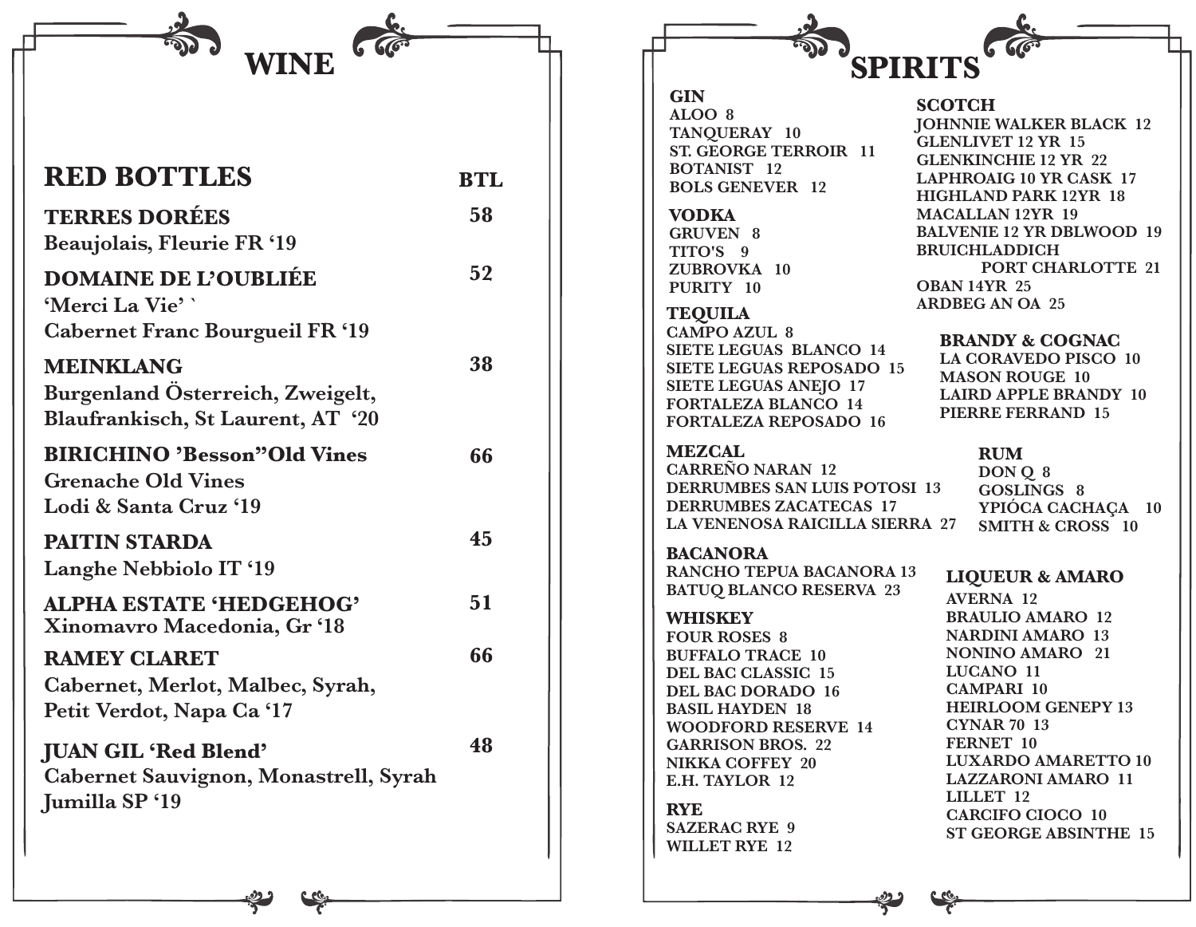# WINE

## RED BOTTLES

| | BTL |
|---|---|
| **TERRES DORÉES**<br>Beaujolais, Fleurie FR '19 | 58 |
| **DOMAINE DE L'OUBLIÉE**<br>'Merci La Vie' `<br>Cabernet Franc Bourgueil FR '19 | 52 |
| **MEINKLANG**<br>Burgenland Österreich, Zweigelt, Blaufrankisch, St Laurent, AT '20 | 38 |
| **BIRICHINO 'Besson"Old Vines**<br>Grenache Old Vines<br>Lodi & Santa Cruz '19 | 66 |
| **PAITIN STARDA**<br>Langhe Nebbiolo IT '19 | 45 |
| **ALPHA ESTATE 'HEDGEHOG'**<br>Xinomavro Macedonia, Gr '18 | 51 |
| **RAMEY CLARET**<br>Cabernet, Merlot, Malbec, Syrah, Petit Verdot, Napa Ca '17 | 66 |
| **JUAN GIL 'Red Blend'**<br>Cabernet Sauvignon, Monastrell, Syrah<br>Jumilla SP '19 | 48 |

# SPIRITS

### GIN
ALOO 8
TANQUERAY 10
ST. GEORGE TERROIR 11
BOTANIST 12
BOLS GENEVER 12

### VODKA
GRUVEN 8
TITO'S 9
ZUBROVKA 10
PURITY 10

### TEQUILA
CAMPO AZUL 8
SIETE LEGUAS BLANCO 14
SIETE LEGUAS REPOSADO 15
SIETE LEGUAS ANEJO 17
FORTALEZA BLANCO 14
FORTALEZA REPOSADO 16

### MEZCAL
CARREÑO NARAN 12
DERRUMBES SAN LUIS POTOSI 13
DERRUMBES ZACATECAS 17
LA VENENOSA RAICILLA SIERRA 27

### BACANORA
RANCHO TEPUA BACANORA 13
BATUQ BLANCO RESERVA 23

### WHISKEY
FOUR ROSES 8
BUFFALO TRACE 10
DEL BAC CLASSIC 15
DEL BAC DORADO 16
BASIL HAYDEN 18
WOODFORD RESERVE 14
GARRISON BROS. 22
NIKKA COFFEY 20
E.H. TAYLOR 12

### RYE
SAZERAC RYE 9
WILLET RYE 12

### SCOTCH
JOHNNIE WALKER BLACK 12
GLENLIVET 12 YR 15
GLENKINCHIE 12 YR 22
LAPHROAIG 10 YR CASK 17
HIGHLAND PARK 12YR 18
MACALLAN 12YR 19
BALVENIE 12 YR DBLWOOD 19
BRUICHLADDICH PORT CHARLOTTE 21
OBAN 14YR 25
ARDBEG AN OA 25

### BRANDY & COGNAC
LA CORAVEDO PISCO 10
MASON ROUGE 10
LAIRD APPLE BRANDY 10
PIERRE FERRAND 15

### RUM
DON Q 8
GOSLINGS 8
YPIÓCA CACHAÇA 10
SMITH & CROSS 10

### LIQUEUR & AMARO
AVERNA 12
BRAULIO AMARO 12
NARDINI AMARO 13
NONINO AMARO 21
LUCANO 11
CAMPARI 10
HEIRLOOM GENEPY 13
CYNAR 70 13
FERNET 10
LUXARDO AMARETTO 10
LAZZARONI AMARO 11
LILLET 12
CARCIFO CIOCO 10
ST GEORGE ABSINTHE 15